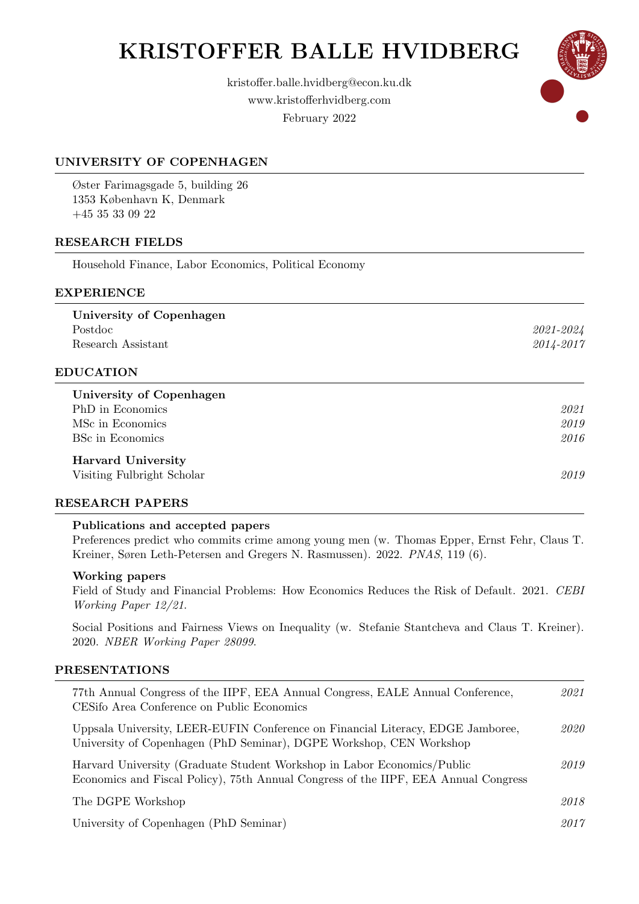# KRISTOFFER BALLE HVIDBERG

kristoffer.balle.hvidberg@econ.ku.dk
www.kristofferhvidberg.com
February 2022

## UNIVERSITY OF COPENHAGEN

Øster Farimagsgade 5, building 26
1353 København K, Denmark
+45 35 33 09 22

## RESEARCH FIELDS

Household Finance, Labor Economics, Political Economy

## EXPERIENCE

**University of Copenhagen**

Postdoc — *2021-2024*
Research Assistant — *2014-2017*

## EDUCATION

**University of Copenhagen**

PhD in Economics — *2021*
MSc in Economics — *2019*
BSc in Economics — *2016*

**Harvard University**

Visiting Fulbright Scholar — *2019*

## RESEARCH PAPERS

### Publications and accepted papers

Preferences predict who commits crime among young men (w. Thomas Epper, Ernst Fehr, Claus T. Kreiner, Søren Leth-Petersen and Gregers N. Rasmussen). 2022. *PNAS*, 119 (6).

### Working papers

Field of Study and Financial Problems: How Economics Reduces the Risk of Default. 2021. *CEBI Working Paper 12/21*.

Social Positions and Fairness Views on Inequality (w. Stefanie Stantcheva and Claus T. Kreiner). 2020. *NBER Working Paper 28099*.

## PRESENTATIONS

| | |
|---|---|
| 77th Annual Congress of the IIPF, EEA Annual Congress, EALE Annual Conference, CESifo Area Conference on Public Economics | *2021* |
| Uppsala University, LEER-EUFIN Conference on Financial Literacy, EDGE Jamboree, University of Copenhagen (PhD Seminar), DGPE Workshop, CEN Workshop | *2020* |
| Harvard University (Graduate Student Workshop in Labor Economics/Public Economics and Fiscal Policy), 75th Annual Congress of the IIPF, EEA Annual Congress | *2019* |
| The DGPE Workshop | *2018* |
| University of Copenhagen (PhD Seminar) | *2017* |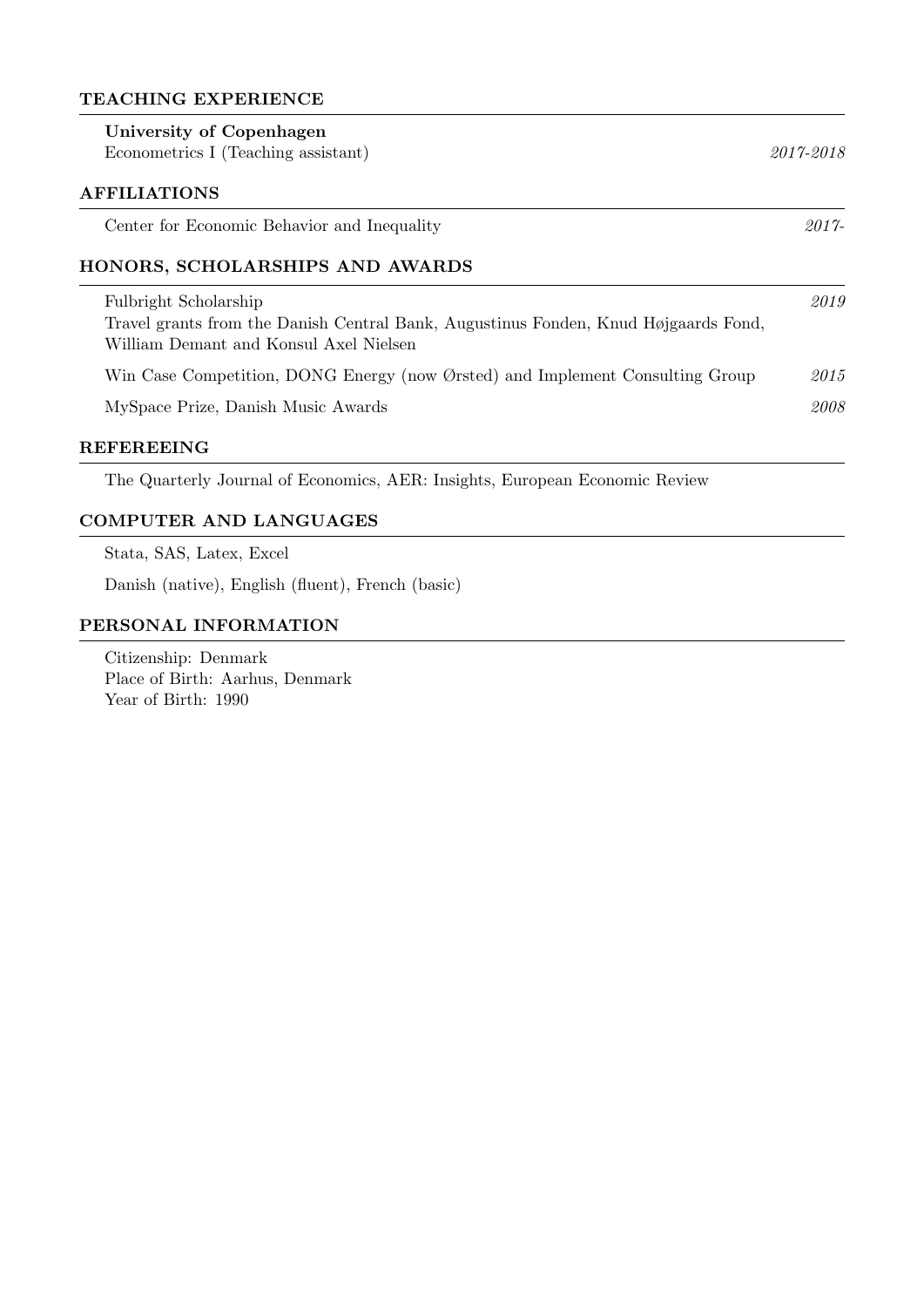## TEACHING EXPERIENCE

**University of Copenhagen**
Econometrics I (Teaching assistant) *2017-2018*

## AFFILIATIONS

Center for Economic Behavior and Inequality *2017-*

## HONORS, SCHOLARSHIPS AND AWARDS

Fulbright Scholarship *2019*
Travel grants from the Danish Central Bank, Augustinus Fonden, Knud Højgaards Fond, William Demant and Konsul Axel Nielsen

Win Case Competition, DONG Energy (now Ørsted) and Implement Consulting Group *2015*

MySpace Prize, Danish Music Awards *2008*

## REFEREEING

The Quarterly Journal of Economics, AER: Insights, European Economic Review

## COMPUTER AND LANGUAGES

Stata, SAS, Latex, Excel

Danish (native), English (fluent), French (basic)

## PERSONAL INFORMATION

Citizenship: Denmark
Place of Birth: Aarhus, Denmark
Year of Birth: 1990